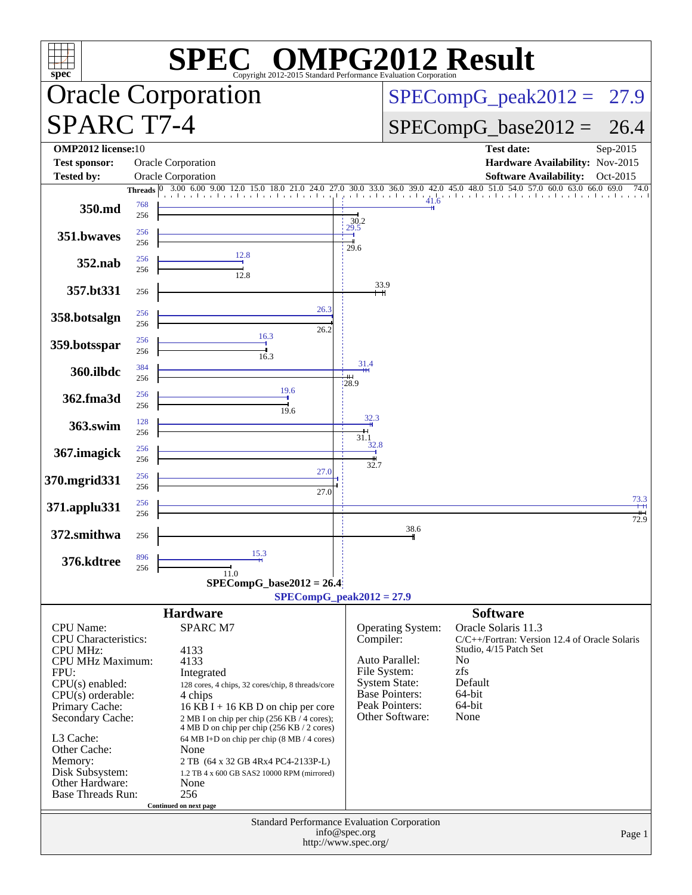# SPEC OMPG2012 Result

Copyright 2012-2015 Standard Performance Evaluation Corporation

## Oracle Corporation

## SPARC T7-4

SPECompG_peak2012 = 27.9

SPECompG_base2012 = 26.4

| | | | |
|---|---|---|---|
| **OMP2012 license:** | 10 | **Test date:** | Sep-2015 |
| **Test sponsor:** | Oracle Corporation | **Hardware Availability:** | Nov-2015 |
| **Tested by:** | Oracle Corporation | **Software Availability:** | Oct-2015 |

| Benchmark | Peak Threads | Base Threads | Peak Ratio | Base Ratio |
|---|---|---|---|---|
| 350.md | 768 | 256 | 41.6 | 30.2 |
| 351.bwaves | 256 | 256 | 29.5 | 29.6 |
| 352.nab | 256 | 256 | 12.8 | 12.8 |
| 357.bt331 | | 256 | | 33.9 |
| 358.botsalgn | 256 | 256 | 26.3 | 26.2 |
| 359.botsspar | 256 | 256 | 16.3 | 16.3 |
| 360.ilbdc | 384 | 256 | 31.4 | 28.9 |
| 362.fma3d | 256 | 256 | 19.6 | 19.6 |
| 363.swim | 128 | 256 | 32.3 | 31.1 |
| 367.imagick | 256 | 256 | 32.8 | 32.7 |
| 370.mgrid331 | 256 | 256 | 27.0 | 27.0 |
| 371.applu331 | 256 | 256 | 73.3 | 72.9 |
| 372.smithwa | | 256 | | 38.6 |
| 376.kdtree | 896 | 256 | 15.3 | 11.0 |

SPECompG_base2012 = 26.4

SPECompG_peak2012 = 27.9

## Hardware

| | |
|---|---|
| CPU Name: | SPARC M7 |
| CPU Characteristics: | |
| CPU MHz: | 4133 |
| CPU MHz Maximum: | 4133 |
| FPU: | Integrated |
| CPU(s) enabled: | 128 cores, 4 chips, 32 cores/chip, 8 threads/core |
| CPU(s) orderable: | 4 chips |
| Primary Cache: | 16 KB I + 16 KB D on chip per core |
| Secondary Cache: | 2 MB I on chip per chip (256 KB / 4 cores); 4 MB D on chip per chip (256 KB / 2 cores) |
| L3 Cache: | 64 MB I+D on chip per chip (8 MB / 4 cores) |
| Other Cache: | None |
| Memory: | 2 TB (64 x 32 GB 4Rx4 PC4-2133P-L) |
| Disk Subsystem: | 1.2 TB 4 x 600 GB SAS2 10000 RPM (mirrored) |
| Other Hardware: | None |
| Base Threads Run: | 256 |

Continued on next page

## Software

| | |
|---|---|
| Operating System: | Oracle Solaris 11.3 |
| Compiler: | C/C++/Fortran: Version 12.4 of Oracle Solaris Studio, 4/15 Patch Set |
| Auto Parallel: | No |
| File System: | zfs |
| System State: | Default |
| Base Pointers: | 64-bit |
| Peak Pointers: | 64-bit |
| Other Software: | None |

Standard Performance Evaluation Corporation
info@spec.org
http://www.spec.org/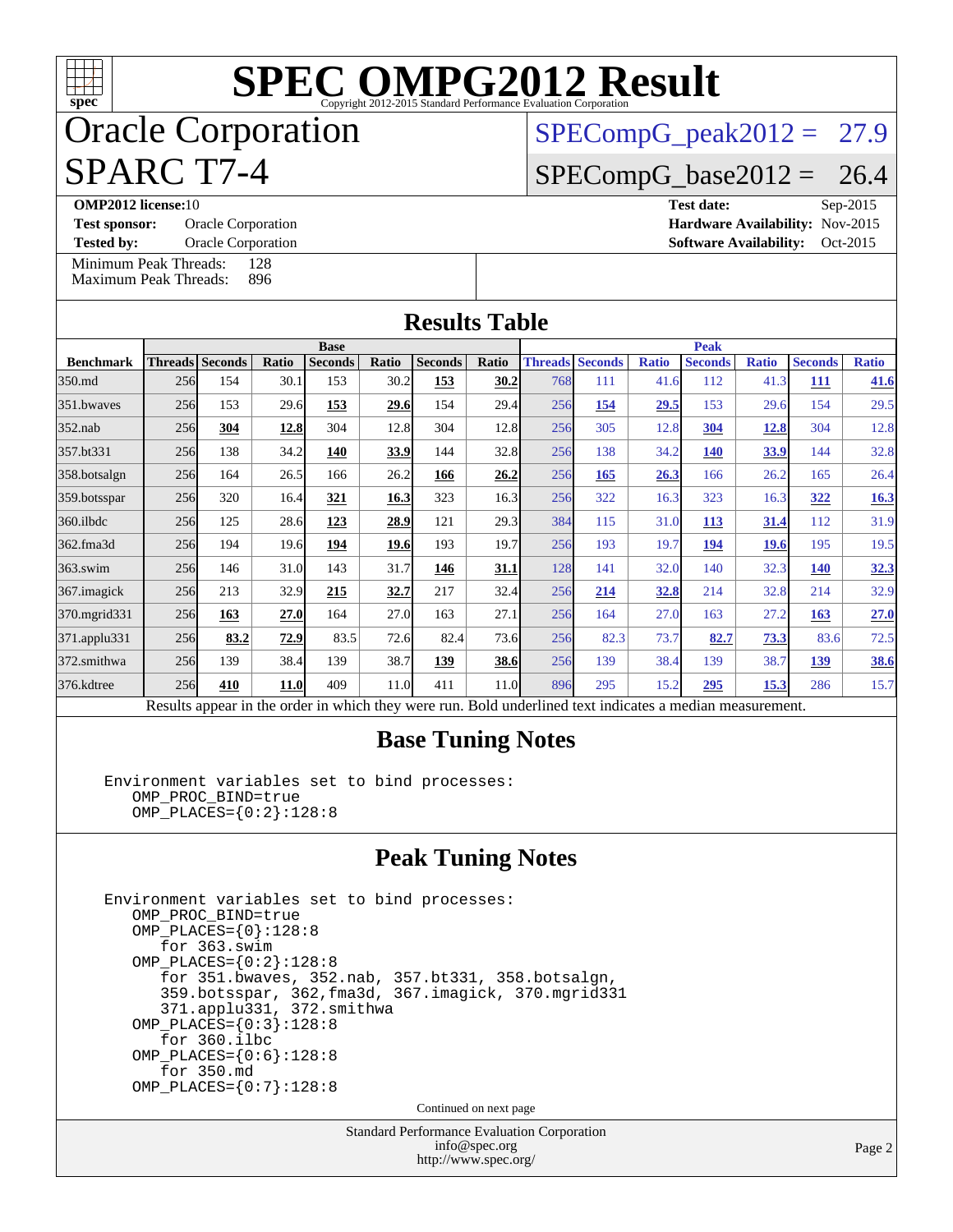# SPEC OMPG2012 Result

Copyright 2012-2015 Standard Performance Evaluation Corporation

# Oracle Corporation

# SPARC T7-4

SPECompG_peak2012 = 27.9

SPECompG_base2012 = 26.4

**OMP2012 license:** 10 | **Test date:** Sep-2015
**Test sponsor:** Oracle Corporation | **Hardware Availability:** Nov-2015
**Tested by:** Oracle Corporation | **Software Availability:** Oct-2015

Minimum Peak Threads: 128
Maximum Peak Threads: 896

## Results Table

| Benchmark | Base | | | | | | | Peak | | | | | | |
|---|---|---|---|---|---|---|---|---|---|---|---|---|---|---|
| | Threads | Seconds | Ratio | Seconds | Ratio | Seconds | Ratio | Threads | Seconds | Ratio | Seconds | Ratio | Seconds | Ratio |
| 350.md | 256 | 154 | 30.1 | 153 | 30.2 | **153** | **30.2** | 768 | 111 | 41.6 | 112 | 41.3 | **111** | **41.6** |
| 351.bwaves | 256 | 153 | 29.6 | **153** | **29.6** | 154 | 29.4 | 256 | **154** | **29.5** | 153 | 29.6 | 154 | 29.5 |
| 352.nab | 256 | **304** | **12.8** | 304 | 12.8 | 304 | 12.8 | 256 | 305 | 12.8 | **304** | **12.8** | 304 | 12.8 |
| 357.bt331 | 256 | 138 | 34.2 | **140** | **33.9** | 144 | 32.8 | 256 | 138 | 34.2 | **140** | **33.9** | 144 | 32.8 |
| 358.botsalgn | 256 | 164 | 26.5 | 166 | 26.2 | **166** | **26.2** | 256 | **165** | **26.3** | 166 | 26.2 | 165 | 26.4 |
| 359.botsspar | 256 | 320 | 16.4 | **321** | **16.3** | 323 | 16.3 | 256 | 322 | 16.3 | 323 | 16.3 | **322** | **16.3** |
| 360.ilbdc | 256 | 125 | 28.6 | **123** | **28.9** | 121 | 29.3 | 384 | 115 | 31.0 | **113** | **31.4** | 112 | 31.9 |
| 362.fma3d | 256 | 194 | 19.6 | **194** | **19.6** | 193 | 19.7 | 256 | 193 | 19.7 | **194** | **19.6** | 195 | 19.5 |
| 363.swim | 256 | 146 | 31.0 | 143 | 31.7 | **146** | **31.1** | 128 | 141 | 32.0 | 140 | 32.3 | **140** | **32.3** |
| 367.imagick | 256 | 213 | 32.9 | **215** | **32.7** | 217 | 32.4 | 256 | **214** | **32.8** | 214 | 32.8 | 214 | 32.9 |
| 370.mgrid331 | 256 | **163** | **27.0** | 164 | 27.0 | 163 | 27.1 | 256 | 164 | 27.0 | 163 | 27.2 | **163** | **27.0** |
| 371.applu331 | 256 | **83.2** | **72.9** | 83.5 | 72.6 | 82.4 | 73.6 | 256 | 82.3 | 73.7 | **82.7** | **73.3** | 83.6 | 72.5 |
| 372.smithwa | 256 | 139 | 38.4 | 139 | 38.7 | **139** | **38.6** | 256 | 139 | 38.4 | 139 | 38.7 | **139** | **38.6** |
| 376.kdtree | 256 | **410** | **11.0** | 409 | 11.0 | 411 | 11.0 | 896 | 295 | 15.2 | **295** | **15.3** | 286 | 15.7 |

Results appear in the order in which they were run. Bold underlined text indicates a median measurement.

## Base Tuning Notes

```
Environment variables set to bind processes:
   OMP_PROC_BIND=true
   OMP_PLACES={0:2}:128:8
```

## Peak Tuning Notes

```
Environment variables set to bind processes:
   OMP_PROC_BIND=true
   OMP_PLACES={0}:128:8
      for 363.swim
   OMP_PLACES={0:2}:128:8
      for 351.bwaves, 352.nab, 357.bt331, 358.botsalgn,
      359.botsspar, 362,fma3d, 367.imagick, 370.mgrid331
      371.applu331, 372.smithwa
   OMP_PLACES={0:3}:128:8
      for 360.ilbc
   OMP_PLACES={0:6}:128:8
      for 350.md
   OMP_PLACES={0:7}:128:8
```

Continued on next page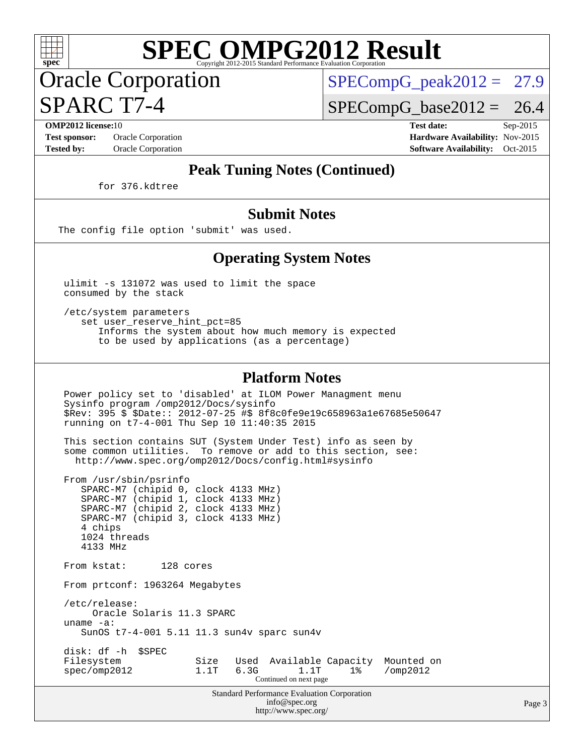# SPEC OMPG2012 Result

Copyright 2012-2015 Standard Performance Evaluation Corporation

## Oracle Corporation
## SPARC T7-4

SPECompG_peak2012 = 27.9

SPECompG_base2012 = 26.4

**OMP2012 license:** 10 | **Test date:** Sep-2015
**Test sponsor:** Oracle Corporation | **Hardware Availability:** Nov-2015
**Tested by:** Oracle Corporation | **Software Availability:** Oct-2015

### Peak Tuning Notes (Continued)

```
        for 376.kdtree
```

### Submit Notes

```
  The config file option 'submit' was used.
```

### Operating System Notes

```
   ulimit -s 131072 was used to limit the space
   consumed by the stack

   /etc/system parameters
      set user_reserve_hint_pct=85
         Informs the system about how much memory is expected
         to be used by applications (as a percentage)
```

### Platform Notes

```
   Power policy set to 'disabled' at ILOM Power Managment menu
   Sysinfo program /omp2012/Docs/sysinfo
   $Rev: 395 $ $Date:: 2012-07-25 #$ 8f8c0fe9e19c658963a1e67685e50647
   running on t7-4-001 Thu Sep 10 11:40:35 2015

   This section contains SUT (System Under Test) info as seen by
   some common utilities.  To remove or add to this section, see:
     http://www.spec.org/omp2012/Docs/config.html#sysinfo

   From /usr/sbin/psrinfo
      SPARC-M7 (chipid 0, clock 4133 MHz)
      SPARC-M7 (chipid 1, clock 4133 MHz)
      SPARC-M7 (chipid 2, clock 4133 MHz)
      SPARC-M7 (chipid 3, clock 4133 MHz)
      4 chips
      1024 threads
      4133 MHz

   From kstat:      128 cores

   From prtconf: 1963264 Megabytes

   /etc/release:
        Oracle Solaris 11.3 SPARC
   uname -a:
      SunOS t7-4-001 5.11 11.3 sun4v sparc sun4v

   disk: df -h  $SPEC
   Filesystem             Size   Used  Available Capacity  Mounted on
   spec/omp2012           1.1T   6.3G       1.1T     1%    /omp2012
```

Continued on next page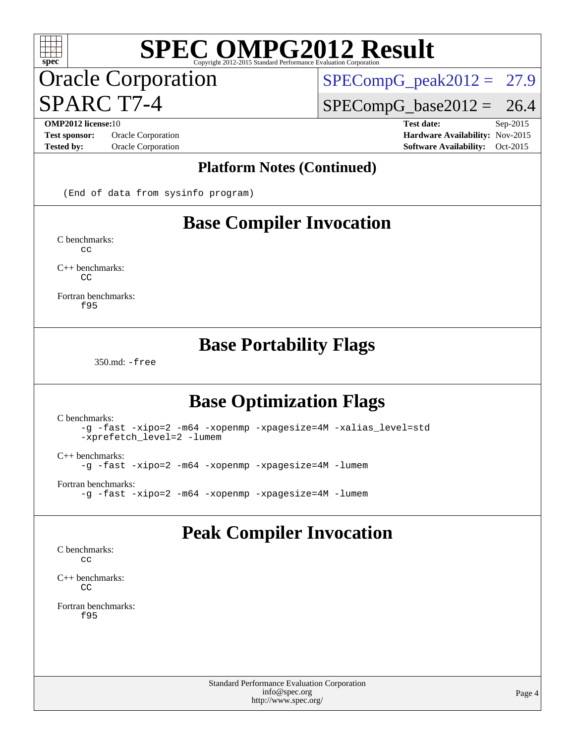# SPEC OMPG2012 Result

Copyright 2012-2015 Standard Performance Evaluation Corporation

## Oracle Corporation
## SPARC T7-4

SPECompG_peak2012 = 27.9
SPECompG_base2012 = 26.4

**OMP2012 license:** 10
**Test sponsor:** Oracle Corporation
**Tested by:** Oracle Corporation

**Test date:** Sep-2015
**Hardware Availability:** Nov-2015
**Software Availability:** Oct-2015

## Platform Notes (Continued)

```
(End of data from sysinfo program)
```

## Base Compiler Invocation

C benchmarks:
```
cc
```

C++ benchmarks:
```
CC
```

Fortran benchmarks:
```
f95
```

## Base Portability Flags

350.md: `-free`

## Base Optimization Flags

C benchmarks:
```
-g -fast -xipo=2 -m64 -xopenmp -xpagesize=4M -xalias_level=std
-xprefetch_level=2 -lumem
```

C++ benchmarks:
```
-g -fast -xipo=2 -m64 -xopenmp -xpagesize=4M -lumem
```

Fortran benchmarks:
```
-g -fast -xipo=2 -m64 -xopenmp -xpagesize=4M -lumem
```

## Peak Compiler Invocation

C benchmarks:
```
cc
```

C++ benchmarks:
```
CC
```

Fortran benchmarks:
```
f95
```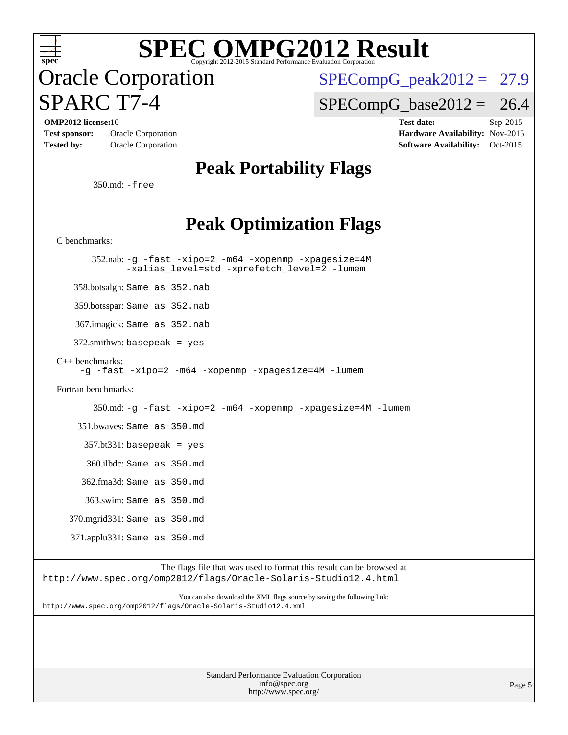# SPEC OMPG2012 Result

Copyright 2012-2015 Standard Performance Evaluation Corporation

## Oracle Corporation
## SPARC T7-4

SPECompG_peak2012 = 27.9

SPECompG_base2012 = 26.4

**OMP2012 license:** 10
**Test sponsor:** Oracle Corporation
**Tested by:** Oracle Corporation

**Test date:** Sep-2015
**Hardware Availability:** Nov-2015
**Software Availability:** Oct-2015

## Peak Portability Flags

350.md: `-free`

## Peak Optimization Flags

C benchmarks:

352.nab: `-g -fast -xipo=2 -m64 -xopenmp -xpagesize=4M -xalias_level=std -xprefetch_level=2 -lumem`

358.botsalgn: `Same as 352.nab`

359.botsspar: `Same as 352.nab`

367.imagick: `Same as 352.nab`

372.smithwa: `basepeak = yes`

C++ benchmarks:

`-g -fast -xipo=2 -m64 -xopenmp -xpagesize=4M -lumem`

Fortran benchmarks:

350.md: `-g -fast -xipo=2 -m64 -xopenmp -xpagesize=4M -lumem`

351.bwaves: `Same as 350.md`

357.bt331: `basepeak = yes`

360.ilbdc: `Same as 350.md`

362.fma3d: `Same as 350.md`

363.swim: `Same as 350.md`

370.mgrid331: `Same as 350.md`

371.applu331: `Same as 350.md`

The flags file that was used to format this result can be browsed at
http://www.spec.org/omp2012/flags/Oracle-Solaris-Studio12.4.html

You can also download the XML flags source by saving the following link:
http://www.spec.org/omp2012/flags/Oracle-Solaris-Studio12.4.xml

Standard Performance Evaluation Corporation
info@spec.org
http://www.spec.org/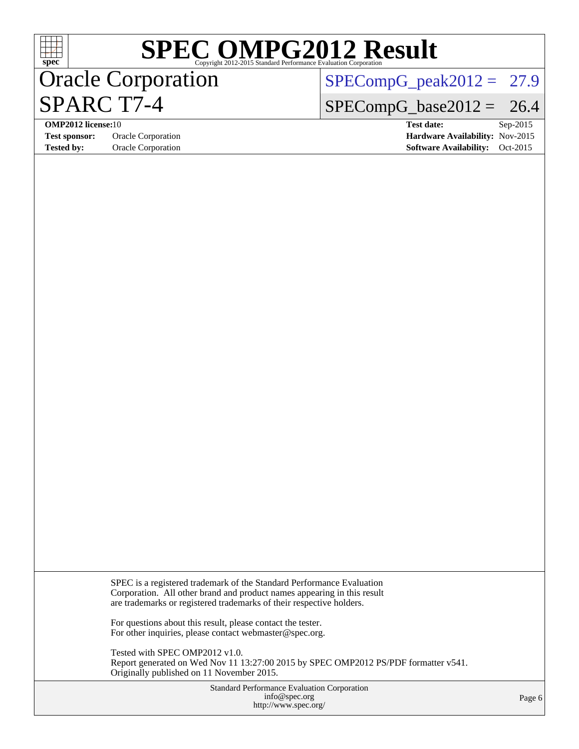SPEC is a registered trademark of the Standard Performance Evaluation Corporation. All other brand and product names appearing in this result are trademarks or registered trademarks of their respective holders.

For questions about this result, please contact the tester.
For other inquiries, please contact webmaster@spec.org.

Tested with SPEC OMP2012 v1.0.
Report generated on Wed Nov 11 13:27:00 2015 by SPEC OMP2012 PS/PDF formatter v541.
Originally published on 11 November 2015.